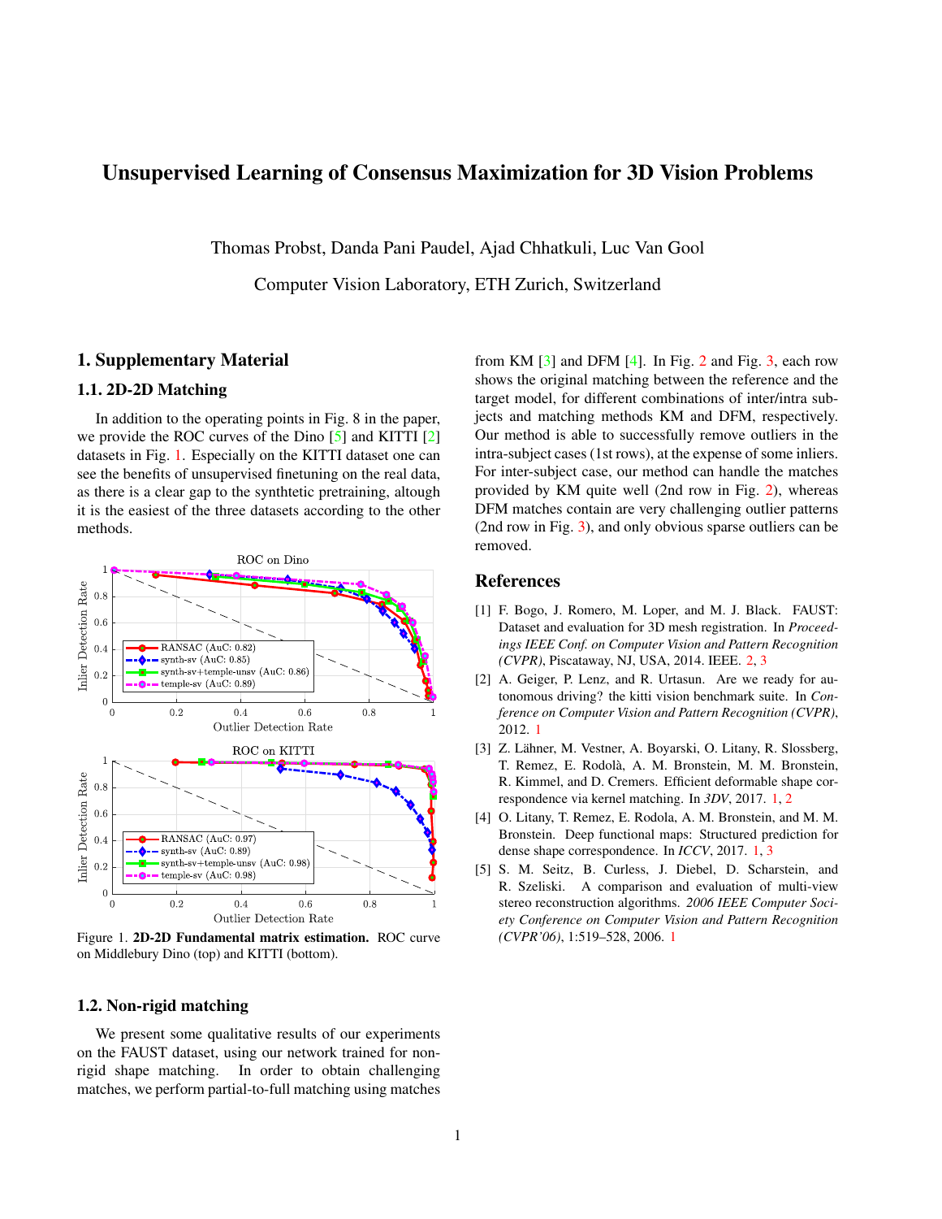# Unsupervised Learning of Consensus Maximization for 3D Vision Problems

Thomas Probst, Danda Pani Paudel, Ajad Chhatkuli, Luc Van Gool

Computer Vision Laboratory, ETH Zurich, Switzerland

## 1. Supplementary Material

### 1.1. 2D-2D Matching

In addition to the operating points in Fig. 8 in the paper, we provide the ROC curves of the Dino [5] and KITTI [2] datasets in Fig. 1. Especially on the KITTI dataset one can see the benefits of unsupervised finetuning on the real data, as there is a clear gap to the synthtetic pretraining, altough it is the easiest of the three datasets according to the other methods.

Figure 1. **2D-2D Fundamental matrix estimation.** ROC curve on Middlebury Dino (top) and KITTI (bottom).

### 1.2. Non-rigid matching

We present some qualitative results of our experiments on the FAUST dataset, using our network trained for non-rigid shape matching. In order to obtain challenging matches, we perform partial-to-full matching using matches from KM [3] and DFM [4]. In Fig. 2 and Fig. 3, each row shows the original matching between the reference and the target model, for different combinations of inter/intra subjects and matching methods KM and DFM, respectively. Our method is able to successfully remove outliers in the intra-subject cases (1st rows), at the expense of some inliers. For inter-subject case, our method can handle the matches provided by KM quite well (2nd row in Fig. 2), whereas DFM matches contain are very challenging outlier patterns (2nd row in Fig. 3), and only obvious sparse outliers can be removed.

## References

[1] F. Bogo, J. Romero, M. Loper, and M. J. Black. FAUST: Dataset and evaluation for 3D mesh registration. In *Proceedings IEEE Conf. on Computer Vision and Pattern Recognition (CVPR)*, Piscataway, NJ, USA, 2014. IEEE. 2, 3

[2] A. Geiger, P. Lenz, and R. Urtasun. Are we ready for autonomous driving? the kitti vision benchmark suite. In *Conference on Computer Vision and Pattern Recognition (CVPR)*, 2012. 1

[3] Z. Lähner, M. Vestner, A. Boyarski, O. Litany, R. Slossberg, T. Remez, E. Rodolà, A. M. Bronstein, M. M. Bronstein, R. Kimmel, and D. Cremers. Efficient deformable shape correspondence via kernel matching. In *3DV*, 2017. 1, 2

[4] O. Litany, T. Remez, E. Rodola, A. M. Bronstein, and M. M. Bronstein. Deep functional maps: Structured prediction for dense shape correspondence. In *ICCV*, 2017. 1, 3

[5] S. M. Seitz, B. Curless, J. Diebel, D. Scharstein, and R. Szeliski. A comparison and evaluation of multi-view stereo reconstruction algorithms. *2006 IEEE Computer Society Conference on Computer Vision and Pattern Recognition (CVPR'06)*, 1:519–528, 2006. 1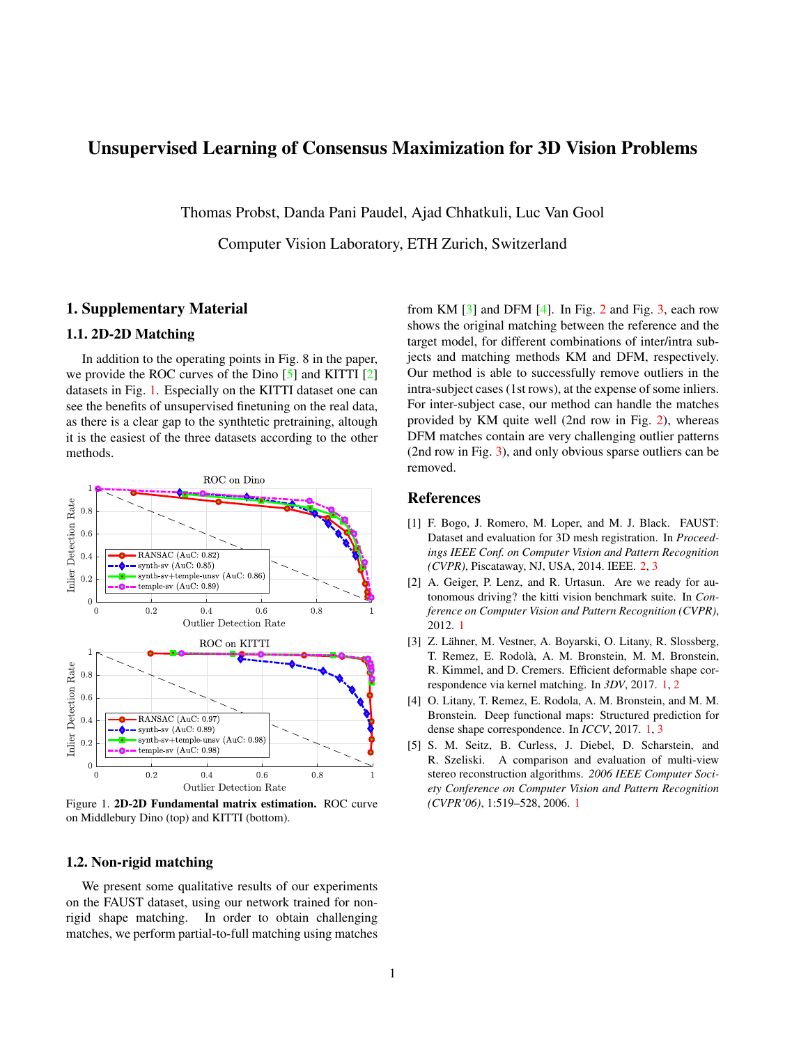# Unsupervised Learning of Consensus Maximization for 3D Vision Problems

Thomas Probst, Danda Pani Paudel, Ajad Chhatkuli, Luc Van Gool

Computer Vision Laboratory, ETH Zurich, Switzerland

## 1. Supplementary Material

### 1.1. 2D-2D Matching

In addition to the operating points in Fig. 8 in the paper, we provide the ROC curves of the Dino [5] and KITTI [2] datasets in Fig. 1. Especially on the KITTI dataset one can see the benefits of unsupervised finetuning on the real data, as there is a clear gap to the synthtetic pretraining, altough it is the easiest of the three datasets according to the other methods.

Figure 1. **2D-2D Fundamental matrix estimation.** ROC curve on Middlebury Dino (top) and KITTI (bottom).

### 1.2. Non-rigid matching

We present some qualitative results of our experiments on the FAUST dataset, using our network trained for non-rigid shape matching. In order to obtain challenging matches, we perform partial-to-full matching using matches from KM [3] and DFM [4]. In Fig. 2 and Fig. 3, each row shows the original matching between the reference and the target model, for different combinations of inter/intra subjects and matching methods KM and DFM, respectively. Our method is able to successfully remove outliers in the intra-subject cases (1st rows), at the expense of some inliers. For inter-subject case, our method can handle the matches provided by KM quite well (2nd row in Fig. 2), whereas DFM matches contain are very challenging outlier patterns (2nd row in Fig. 3), and only obvious sparse outliers can be removed.

## References

[1] F. Bogo, J. Romero, M. Loper, and M. J. Black. FAUST: Dataset and evaluation for 3D mesh registration. In *Proceedings IEEE Conf. on Computer Vision and Pattern Recognition (CVPR)*, Piscataway, NJ, USA, 2014. IEEE. 2, 3

[2] A. Geiger, P. Lenz, and R. Urtasun. Are we ready for autonomous driving? the kitti vision benchmark suite. In *Conference on Computer Vision and Pattern Recognition (CVPR)*, 2012. 1

[3] Z. Lähner, M. Vestner, A. Boyarski, O. Litany, R. Slossberg, T. Remez, E. Rodolà, A. M. Bronstein, M. M. Bronstein, R. Kimmel, and D. Cremers. Efficient deformable shape correspondence via kernel matching. In *3DV*, 2017. 1, 2

[4] O. Litany, T. Remez, E. Rodola, A. M. Bronstein, and M. M. Bronstein. Deep functional maps: Structured prediction for dense shape correspondence. In *ICCV*, 2017. 1, 3

[5] S. M. Seitz, B. Curless, J. Diebel, D. Scharstein, and R. Szeliski. A comparison and evaluation of multi-view stereo reconstruction algorithms. *2006 IEEE Computer Society Conference on Computer Vision and Pattern Recognition (CVPR'06)*, 1:519–528, 2006. 1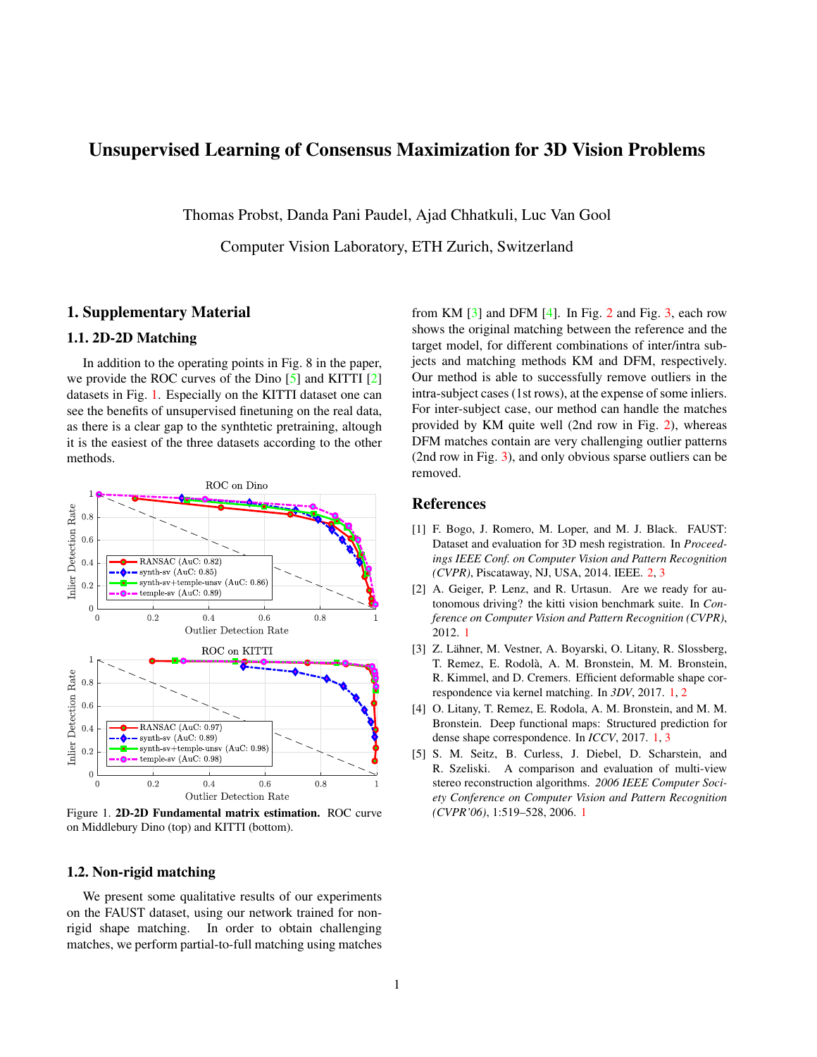# Unsupervised Learning of Consensus Maximization for 3D Vision Problems

Thomas Probst, Danda Pani Paudel, Ajad Chhatkuli, Luc Van Gool

Computer Vision Laboratory, ETH Zurich, Switzerland

## 1. Supplementary Material

### 1.1. 2D-2D Matching

In addition to the operating points in Fig. 8 in the paper, we provide the ROC curves of the Dino [5] and KITTI [2] datasets in Fig. 1. Especially on the KITTI dataset one can see the benefits of unsupervised finetuning on the real data, as there is a clear gap to the synthtetic pretraining, altough it is the easiest of the three datasets according to the other methods.

ROC on Dino

Inlier Detection Rate

Outlier Detection Rate

0 0.2 0.4 0.6 0.8 1

RANSAC (AuC: 0.82)
synth-sv (AuC: 0.85)
synth-sv+temple-unsv (AuC: 0.86)
temple-sv (AuC: 0.89)

ROC on KITTI

Inlier Detection Rate

Outlier Detection Rate

0 0.2 0.4 0.6 0.8 1

RANSAC (AuC: 0.97)
synth-sv (AuC: 0.89)
synth-sv+temple-unsv (AuC: 0.98)
temple-sv (AuC: 0.98)

Figure 1. **2D-2D Fundamental matrix estimation.** ROC curve on Middlebury Dino (top) and KITTI (bottom).

### 1.2. Non-rigid matching

We present some qualitative results of our experiments on the FAUST dataset, using our network trained for non-rigid shape matching. In order to obtain challenging matches, we perform partial-to-full matching using matches from KM [3] and DFM [4]. In Fig. 2 and Fig. 3, each row shows the original matching between the reference and the target model, for different combinations of inter/intra subjects and matching methods KM and DFM, respectively. Our method is able to successfully remove outliers in the intra-subject cases (1st rows), at the expense of some inliers. For inter-subject case, our method can handle the matches provided by KM quite well (2nd row in Fig. 2), whereas DFM matches contain are very challenging outlier patterns (2nd row in Fig. 3), and only obvious sparse outliers can be removed.

## References

[1] F. Bogo, J. Romero, M. Loper, and M. J. Black. FAUST: Dataset and evaluation for 3D mesh registration. In *Proceedings IEEE Conf. on Computer Vision and Pattern Recognition (CVPR)*, Piscataway, NJ, USA, 2014. IEEE. 2, 3

[2] A. Geiger, P. Lenz, and R. Urtasun. Are we ready for autonomous driving? the kitti vision benchmark suite. In *Conference on Computer Vision and Pattern Recognition (CVPR)*, 2012. 1

[3] Z. Lähner, M. Vestner, A. Boyarski, O. Litany, R. Slossberg, T. Remez, E. Rodolà, A. M. Bronstein, M. M. Bronstein, R. Kimmel, and D. Cremers. Efficient deformable shape correspondence via kernel matching. In *3DV*, 2017. 1, 2

[4] O. Litany, T. Remez, E. Rodola, A. M. Bronstein, and M. M. Bronstein. Deep functional maps: Structured prediction for dense shape correspondence. In *ICCV*, 2017. 1, 3

[5] S. M. Seitz, B. Curless, J. Diebel, D. Scharstein, and R. Szeliski. A comparison and evaluation of multi-view stereo reconstruction algorithms. *2006 IEEE Computer Society Conference on Computer Vision and Pattern Recognition (CVPR'06)*, 1:519–528, 2006. 1